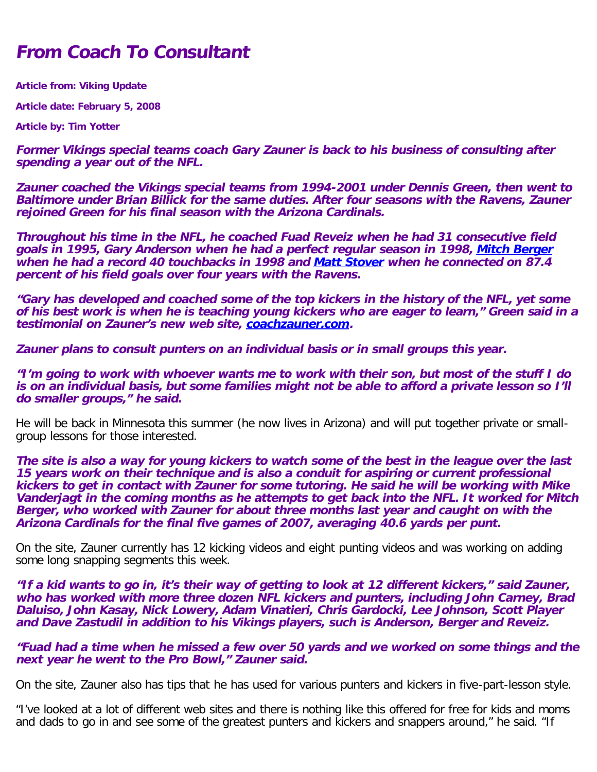# *From Coach To Consultant*

**Article from: Viking Update**

**Article date: February 5, 2008**

**Article by: Tim Yotter**

***Former Vikings special teams coach Gary Zauner is back to his business of consulting after spending a year out of the NFL.***

***Zauner coached the Vikings special teams from 1994-2001 under Dennis Green, then went to Baltimore under Brian Billick for the same duties. After four seasons with the Ravens, Zauner rejoined Green for his final season with the Arizona Cardinals.***

***Throughout his time in the NFL, he coached Fuad Reveiz when he had 31 consecutive field goals in 1995, Gary Anderson when he had a perfect regular season in 1998, Mitch Berger when he had a record 40 touchbacks in 1998 and Matt Stover when he connected on 87.4 percent of his field goals over four years with the Ravens.***

***"Gary has developed and coached some of the top kickers in the history of the NFL, yet some of his best work is when he is teaching young kickers who are eager to learn," Green said in a testimonial on Zauner's new web site, coachzauner.com.***

***Zauner plans to consult punters on an individual basis or in small groups this year.***

***"I'm going to work with whoever wants me to work with their son, but most of the stuff I do is on an individual basis, but some families might not be able to afford a private lesson so I'll do smaller groups," he said.***

He will be back in Minnesota this summer (he now lives in Arizona) and will put together private or small-group lessons for those interested.

***The site is also a way for young kickers to watch some of the best in the league over the last 15 years work on their technique and is also a conduit for aspiring or current professional kickers to get in contact with Zauner for some tutoring. He said he will be working with Mike Vanderjagt in the coming months as he attempts to get back into the NFL. It worked for Mitch Berger, who worked with Zauner for about three months last year and caught on with the Arizona Cardinals for the final five games of 2007, averaging 40.6 yards per punt.***

On the site, Zauner currently has 12 kicking videos and eight punting videos and was working on adding some long snapping segments this week.

***"If a kid wants to go in, it's their way of getting to look at 12 different kickers," said Zauner, who has worked with more three dozen NFL kickers and punters, including John Carney, Brad Daluiso, John Kasay, Nick Lowery, Adam Vinatieri, Chris Gardocki, Lee Johnson, Scott Player and Dave Zastudil in addition to his Vikings players, such is Anderson, Berger and Reveiz.***

***"Fuad had a time when he missed a few over 50 yards and we worked on some things and the next year he went to the Pro Bowl," Zauner said.***

On the site, Zauner also has tips that he has used for various punters and kickers in five-part-lesson style.

"I've looked at a lot of different web sites and there is nothing like this offered for free for kids and moms and dads to go in and see some of the greatest punters and kickers and snappers around," he said. "If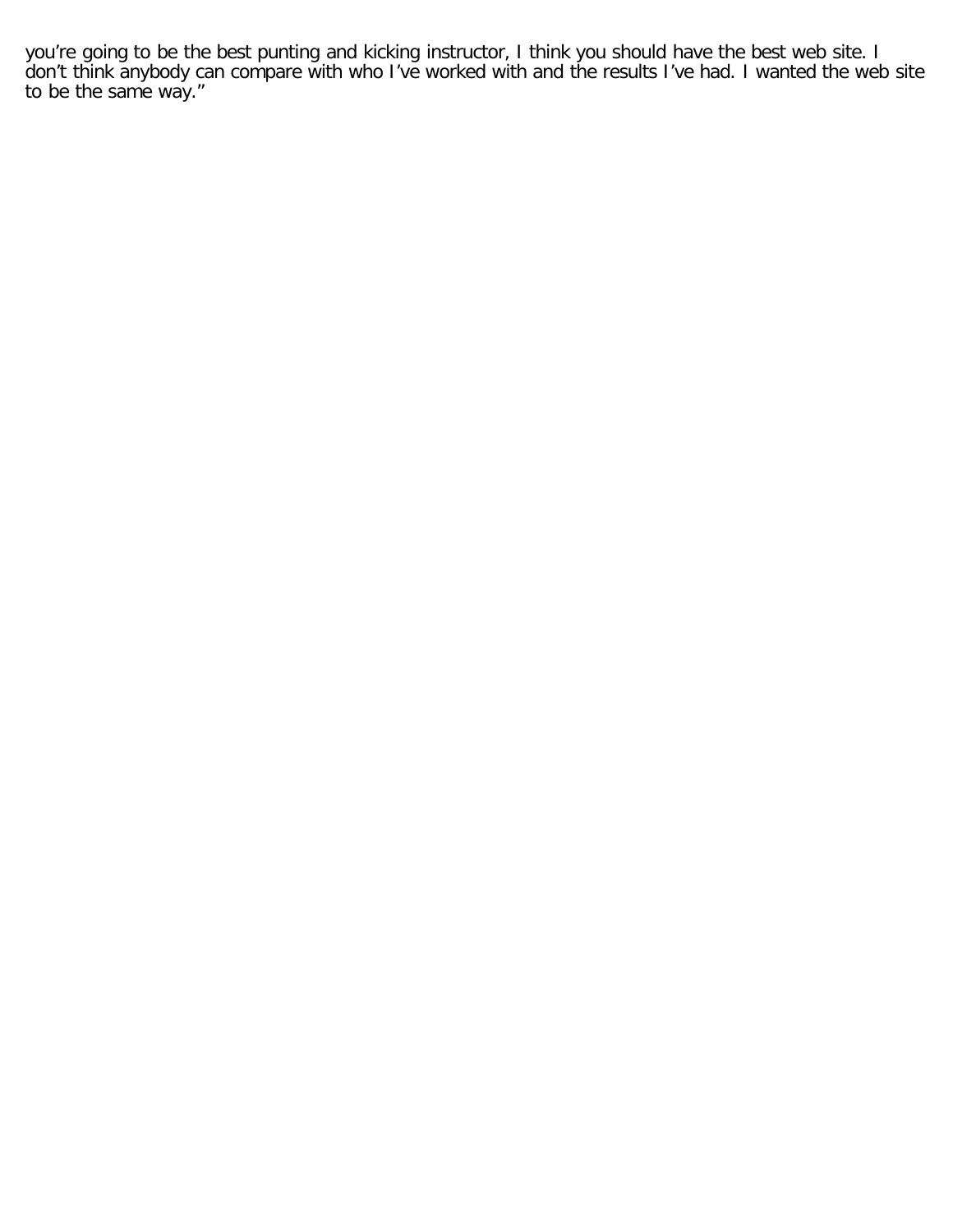you're going to be the best punting and kicking instructor, I think you should have the best web site. I don't think anybody can compare with who I've worked with and the results I've had. I wanted the web site to be the same way."